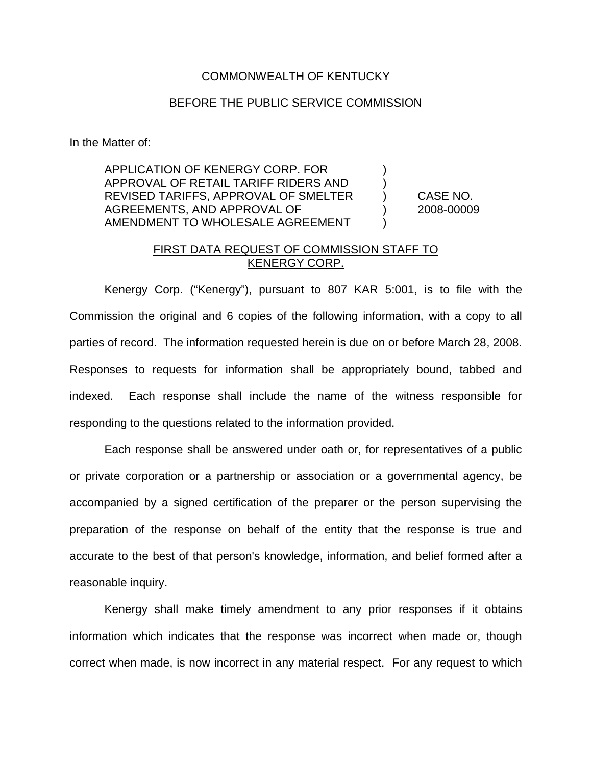COMMONWEALTH OF KENTUCKY

BEFORE THE PUBLIC SERVICE COMMISSION

In the Matter of:

| | | |
|---|---|---|
| APPLICATION OF KENERGY CORP. FOR APPROVAL OF RETAIL TARIFF RIDERS AND REVISED TARIFFS, APPROVAL OF SMELTER AGREEMENTS, AND APPROVAL OF AMENDMENT TO WHOLESALE AGREEMENT | ) ) ) ) ) | CASE NO. 2008-00009 |

FIRST DATA REQUEST OF COMMISSION STAFF TO KENERGY CORP.

Kenergy Corp. ("Kenergy"), pursuant to 807 KAR 5:001, is to file with the Commission the original and 6 copies of the following information, with a copy to all parties of record. The information requested herein is due on or before March 28, 2008. Responses to requests for information shall be appropriately bound, tabbed and indexed. Each response shall include the name of the witness responsible for responding to the questions related to the information provided.

Each response shall be answered under oath or, for representatives of a public or private corporation or a partnership or association or a governmental agency, be accompanied by a signed certification of the preparer or the person supervising the preparation of the response on behalf of the entity that the response is true and accurate to the best of that person's knowledge, information, and belief formed after a reasonable inquiry.

Kenergy shall make timely amendment to any prior responses if it obtains information which indicates that the response was incorrect when made or, though correct when made, is now incorrect in any material respect. For any request to which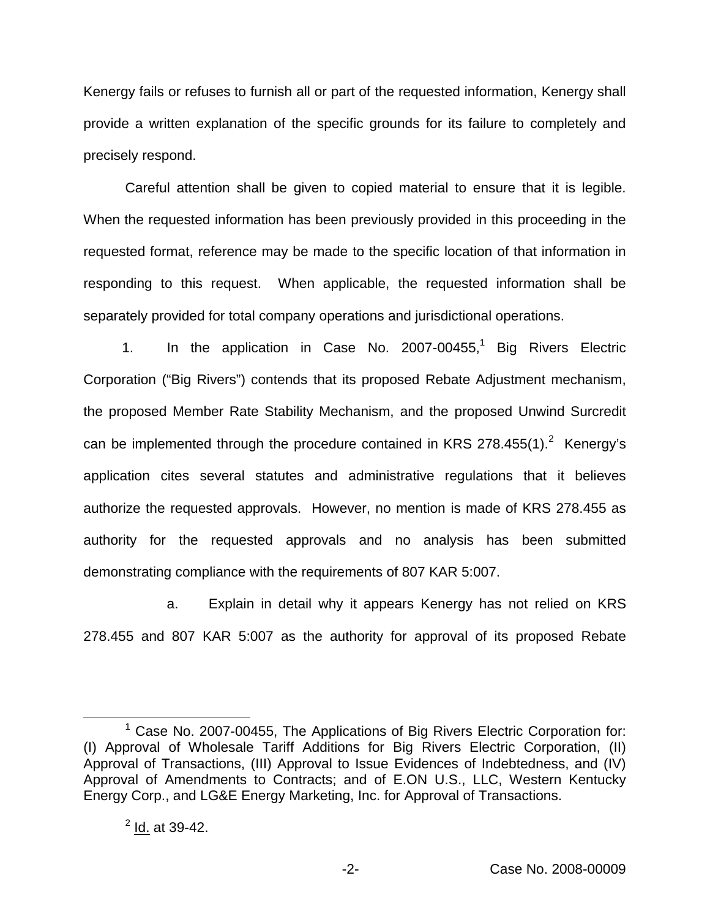Kenergy fails or refuses to furnish all or part of the requested information, Kenergy shall provide a written explanation of the specific grounds for its failure to completely and precisely respond.

Careful attention shall be given to copied material to ensure that it is legible. When the requested information has been previously provided in this proceeding in the requested format, reference may be made to the specific location of that information in responding to this request. When applicable, the requested information shall be separately provided for total company operations and jurisdictional operations.

1. In the application in Case No. 2007-00455,[1] Big Rivers Electric Corporation ("Big Rivers") contends that its proposed Rebate Adjustment mechanism, the proposed Member Rate Stability Mechanism, and the proposed Unwind Surcredit can be implemented through the procedure contained in KRS 278.455(1).[2] Kenergy's application cites several statutes and administrative regulations that it believes authorize the requested approvals. However, no mention is made of KRS 278.455 as authority for the requested approvals and no analysis has been submitted demonstrating compliance with the requirements of 807 KAR 5:007.

a. Explain in detail why it appears Kenergy has not relied on KRS 278.455 and 807 KAR 5:007 as the authority for approval of its proposed Rebate

---

[1] Case No. 2007-00455, The Applications of Big Rivers Electric Corporation for: (I) Approval of Wholesale Tariff Additions for Big Rivers Electric Corporation, (II) Approval of Transactions, (III) Approval to Issue Evidences of Indebtedness, and (IV) Approval of Amendments to Contracts; and of E.ON U.S., LLC, Western Kentucky Energy Corp., and LG&E Energy Marketing, Inc. for Approval of Transactions.

[2] Id. at 39-42.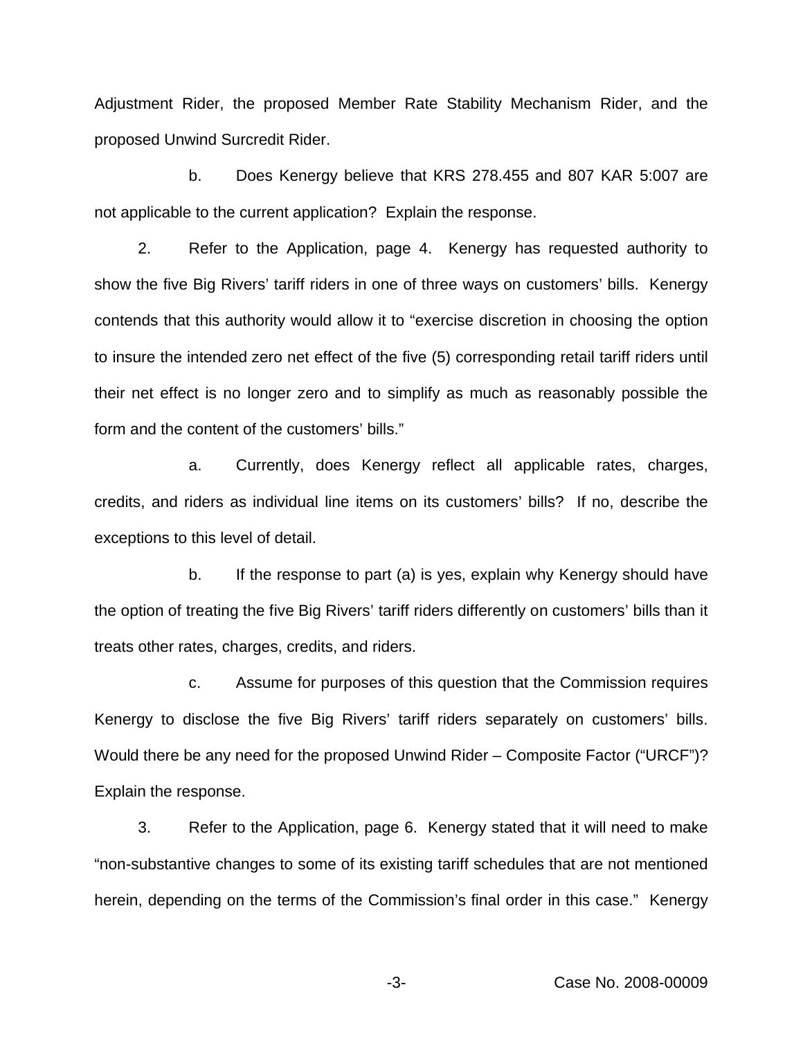Adjustment Rider, the proposed Member Rate Stability Mechanism Rider, and the proposed Unwind Surcredit Rider.

b. Does Kenergy believe that KRS 278.455 and 807 KAR 5:007 are not applicable to the current application? Explain the response.

2. Refer to the Application, page 4. Kenergy has requested authority to show the five Big Rivers' tariff riders in one of three ways on customers' bills. Kenergy contends that this authority would allow it to "exercise discretion in choosing the option to insure the intended zero net effect of the five (5) corresponding retail tariff riders until their net effect is no longer zero and to simplify as much as reasonably possible the form and the content of the customers' bills."

a. Currently, does Kenergy reflect all applicable rates, charges, credits, and riders as individual line items on its customers' bills? If no, describe the exceptions to this level of detail.

b. If the response to part (a) is yes, explain why Kenergy should have the option of treating the five Big Rivers' tariff riders differently on customers' bills than it treats other rates, charges, credits, and riders.

c. Assume for purposes of this question that the Commission requires Kenergy to disclose the five Big Rivers' tariff riders separately on customers' bills. Would there be any need for the proposed Unwind Rider – Composite Factor ("URCF")? Explain the response.

3. Refer to the Application, page 6. Kenergy stated that it will need to make "non-substantive changes to some of its existing tariff schedules that are not mentioned herein, depending on the terms of the Commission's final order in this case." Kenergy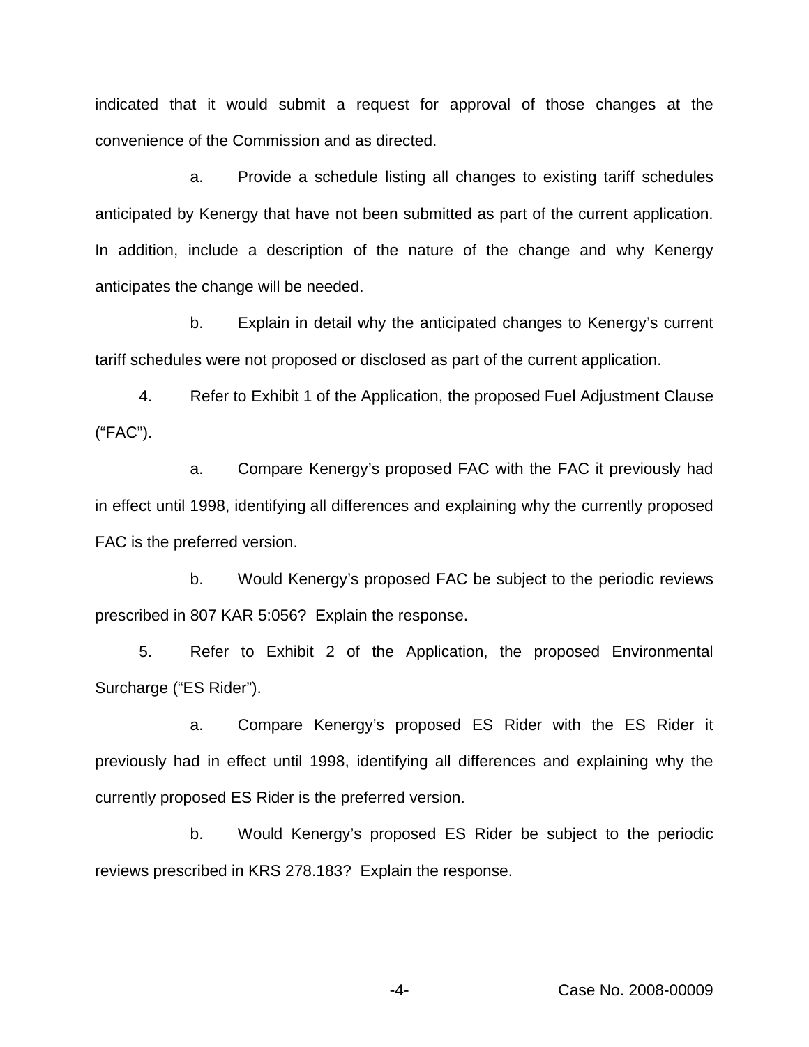indicated that it would submit a request for approval of those changes at the convenience of the Commission and as directed.

a. Provide a schedule listing all changes to existing tariff schedules anticipated by Kenergy that have not been submitted as part of the current application. In addition, include a description of the nature of the change and why Kenergy anticipates the change will be needed.

b. Explain in detail why the anticipated changes to Kenergy's current tariff schedules were not proposed or disclosed as part of the current application.

4. Refer to Exhibit 1 of the Application, the proposed Fuel Adjustment Clause ("FAC").

a. Compare Kenergy's proposed FAC with the FAC it previously had in effect until 1998, identifying all differences and explaining why the currently proposed FAC is the preferred version.

b. Would Kenergy's proposed FAC be subject to the periodic reviews prescribed in 807 KAR 5:056? Explain the response.

5. Refer to Exhibit 2 of the Application, the proposed Environmental Surcharge ("ES Rider").

a. Compare Kenergy's proposed ES Rider with the ES Rider it previously had in effect until 1998, identifying all differences and explaining why the currently proposed ES Rider is the preferred version.

b. Would Kenergy's proposed ES Rider be subject to the periodic reviews prescribed in KRS 278.183? Explain the response.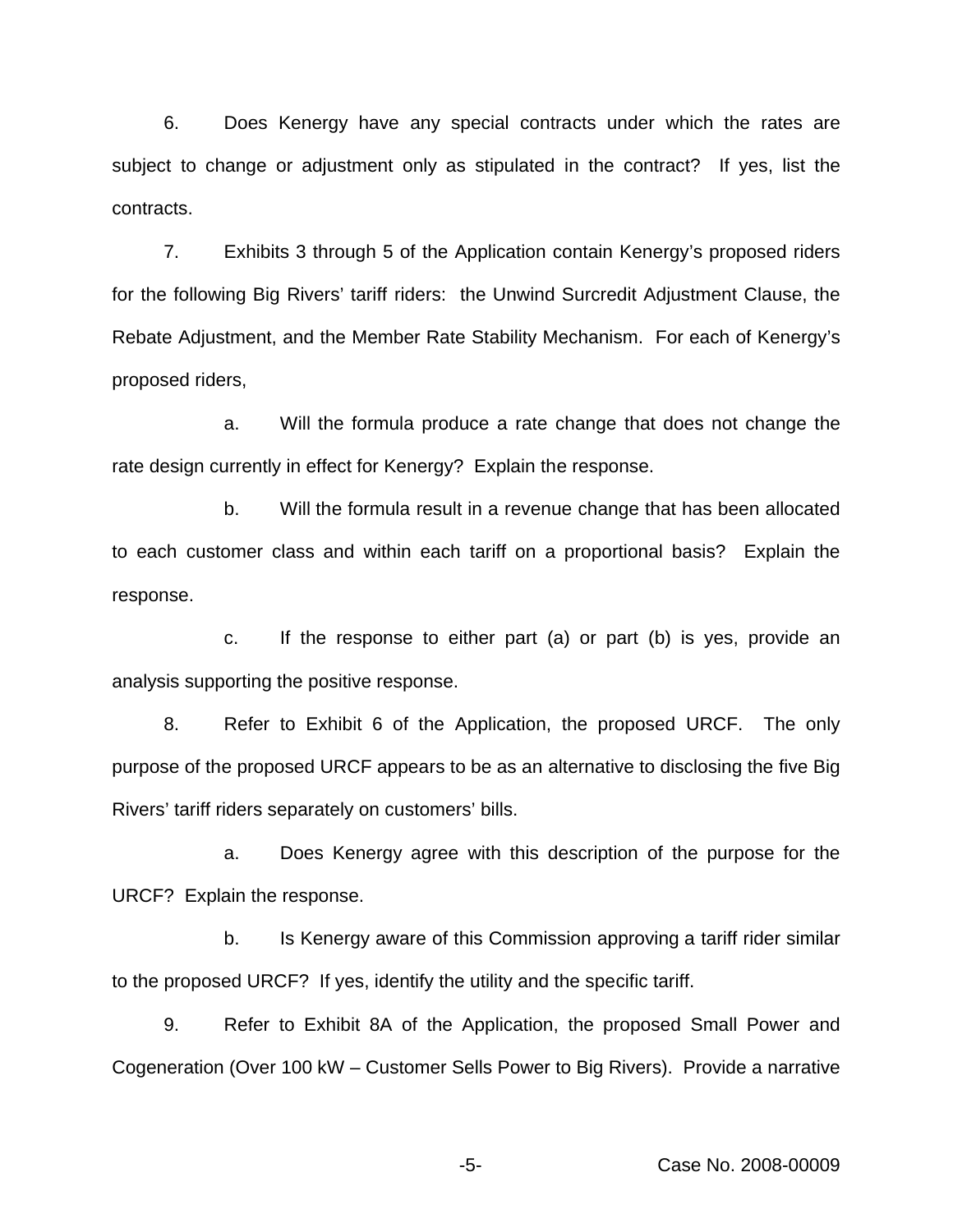6. Does Kenergy have any special contracts under which the rates are subject to change or adjustment only as stipulated in the contract? If yes, list the contracts.

7. Exhibits 3 through 5 of the Application contain Kenergy's proposed riders for the following Big Rivers' tariff riders: the Unwind Surcredit Adjustment Clause, the Rebate Adjustment, and the Member Rate Stability Mechanism. For each of Kenergy's proposed riders,

a. Will the formula produce a rate change that does not change the rate design currently in effect for Kenergy? Explain the response.

b. Will the formula result in a revenue change that has been allocated to each customer class and within each tariff on a proportional basis? Explain the response.

c. If the response to either part (a) or part (b) is yes, provide an analysis supporting the positive response.

8. Refer to Exhibit 6 of the Application, the proposed URCF. The only purpose of the proposed URCF appears to be as an alternative to disclosing the five Big Rivers' tariff riders separately on customers' bills.

a. Does Kenergy agree with this description of the purpose for the URCF? Explain the response.

b. Is Kenergy aware of this Commission approving a tariff rider similar to the proposed URCF? If yes, identify the utility and the specific tariff.

9. Refer to Exhibit 8A of the Application, the proposed Small Power and Cogeneration (Over 100 kW – Customer Sells Power to Big Rivers). Provide a narrative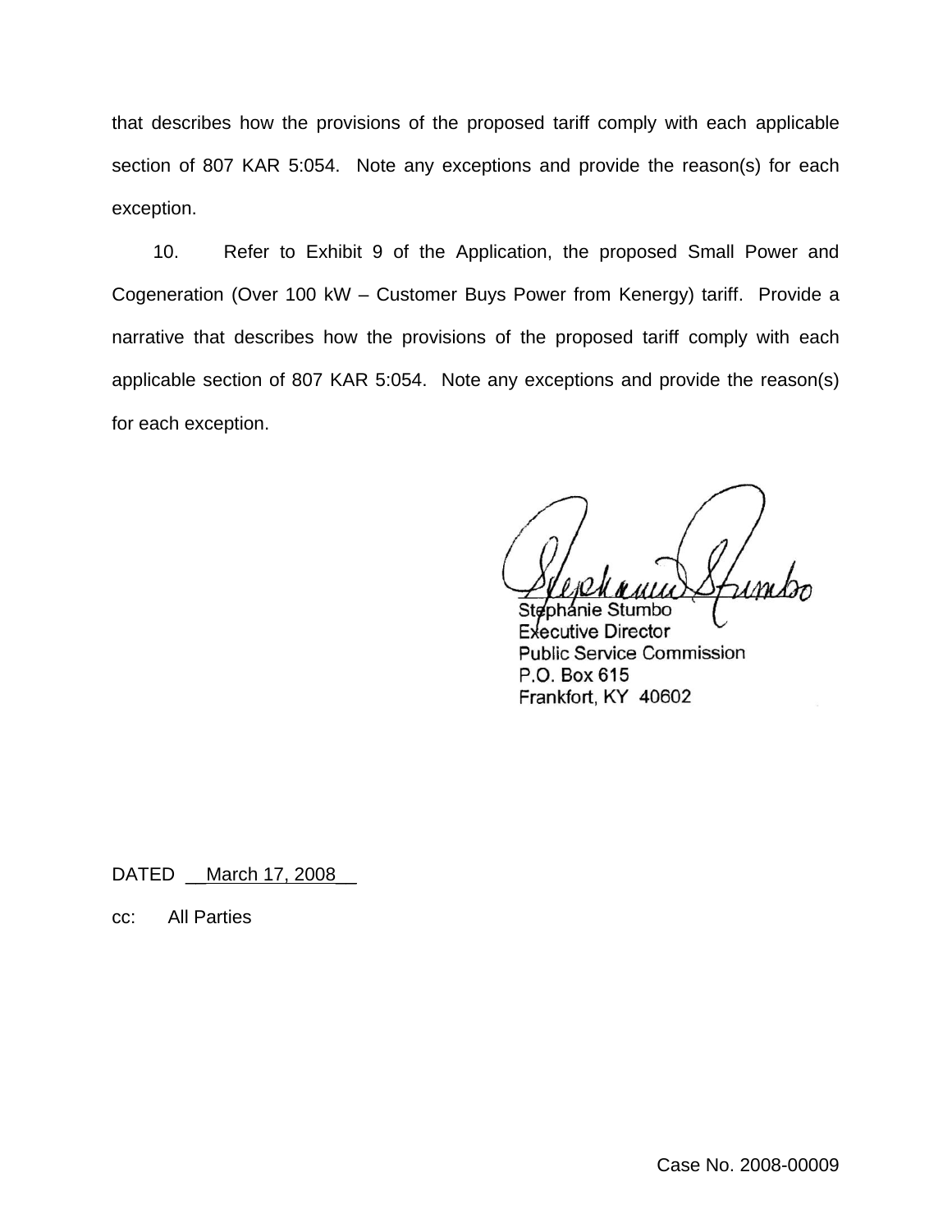that describes how the provisions of the proposed tariff comply with each applicable section of 807 KAR 5:054. Note any exceptions and provide the reason(s) for each exception.

10. Refer to Exhibit 9 of the Application, the proposed Small Power and Cogeneration (Over 100 kW – Customer Buys Power from Kenergy) tariff. Provide a narrative that describes how the provisions of the proposed tariff comply with each applicable section of 807 KAR 5:054. Note any exceptions and provide the reason(s) for each exception.

Stephanie Stumbo
Executive Director
Public Service Commission
P.O. Box 615
Frankfort, KY 40602

DATED __March 17, 2008__

cc: All Parties

Case No. 2008-00009